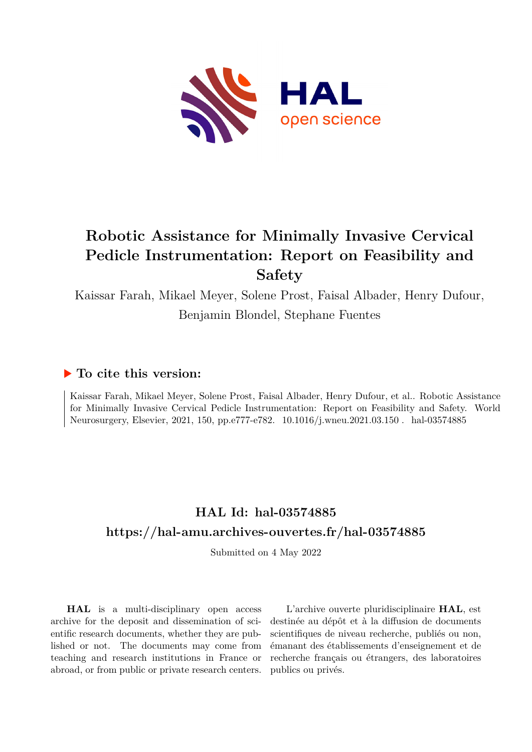# Robotic Assistance for Minimally Invasive Cervical Pedicle Instrumentation: Report on Feasibility and Safety

Kaissar Farah, Mikael Meyer, Solene Prost, Faisal Albader, Henry Dufour, Benjamin Blondel, Stephane Fuentes

## ▶ To cite this version:

Kaissar Farah, Mikael Meyer, Solene Prost, Faisal Albader, Henry Dufour, et al.. Robotic Assistance for Minimally Invasive Cervical Pedicle Instrumentation: Report on Feasibility and Safety. World Neurosurgery, Elsevier, 2021, 150, pp.e777-e782. 10.1016/j.wneu.2021.03.150 . hal-03574885

## HAL Id: hal-03574885
## https://hal-amu.archives-ouvertes.fr/hal-03574885

Submitted on 4 May 2022

**HAL** is a multi-disciplinary open access archive for the deposit and dissemination of scientific research documents, whether they are published or not. The documents may come from teaching and research institutions in France or abroad, or from public or private research centers.

L'archive ouverte pluridisciplinaire **HAL**, est destinée au dépôt et à la diffusion de documents scientifiques de niveau recherche, publiés ou non, émanant des établissements d'enseignement et de recherche français ou étrangers, des laboratoires publics ou privés.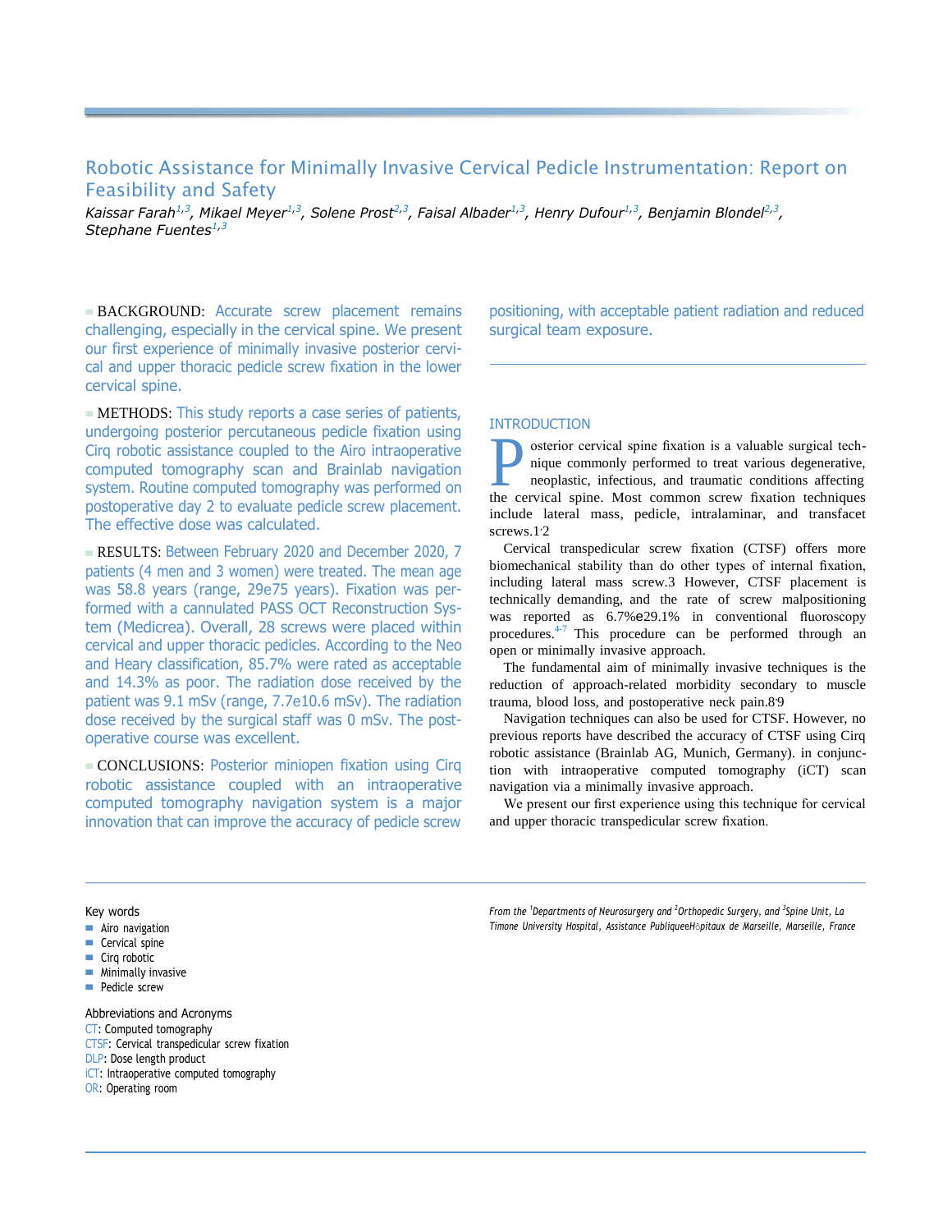# Robotic Assistance for Minimally Invasive Cervical Pedicle Instrumentation: Report on Feasibility and Safety

*Kaissar Farah[1,3], Mikael Meyer[1,3], Solene Prost[2,3], Faisal Albader[1,3], Henry Dufour[1,3], Benjamin Blondel[2,3], Stephane Fuentes[1,3]*

**BACKGROUND:** Accurate screw placement remains challenging, especially in the cervical spine. We present our first experience of minimally invasive posterior cervical and upper thoracic pedicle screw fixation in the lower cervical spine.

**METHODS:** This study reports a case series of patients, undergoing posterior percutaneous pedicle fixation using Cirq robotic assistance coupled to the Airo intraoperative computed tomography scan and Brainlab navigation system. Routine computed tomography was performed on postoperative day 2 to evaluate pedicle screw placement. The effective dose was calculated.

**RESULTS:** Between February 2020 and December 2020, 7 patients (4 men and 3 women) were treated. The mean age was 58.8 years (range, 29e75 years). Fixation was performed with a cannulated PASS OCT Reconstruction System (Medicrea). Overall, 28 screws were placed within cervical and upper thoracic pedicles. According to the Neo and Heary classification, 85.7% were rated as acceptable and 14.3% as poor. The radiation dose received by the patient was 9.1 mSv (range, 7.7e10.6 mSv). The radiation dose received by the surgical staff was 0 mSv. The postoperative course was excellent.

**CONCLUSIONS:** Posterior miniopen fixation using Cirq robotic assistance coupled with an intraoperative computed tomography navigation system is a major innovation that can improve the accuracy of pedicle screw positioning, with acceptable patient radiation and reduced surgical team exposure.

## INTRODUCTION

Posterior cervical spine fixation is a valuable surgical technique commonly performed to treat various degenerative, neoplastic, infectious, and traumatic conditions affecting the cervical spine. Most common screw fixation techniques include lateral mass, pedicle, intralaminar, and transfacet screws.[1,2]

Cervical transpedicular screw fixation (CTSF) offers more biomechanical stability than do other types of internal fixation, including lateral mass screw.[3] However, CTSF placement is technically demanding, and the rate of screw malpositioning was reported as 6.7%e29.1% in conventional fluoroscopy procedures.[4-7] This procedure can be performed through an open or minimally invasive approach.

The fundamental aim of minimally invasive techniques is the reduction of approach-related morbidity secondary to muscle trauma, blood loss, and postoperative neck pain.[8,9]

Navigation techniques can also be used for CTSF. However, no previous reports have described the accuracy of CTSF using Cirq robotic assistance (Brainlab AG, Munich, Germany). in conjunction with intraoperative computed tomography (iCT) scan navigation via a minimally invasive approach.

We present our first experience using this technique for cervical and upper thoracic transpedicular screw fixation.

Key words
- Airo navigation
- Cervical spine
- Cirq robotic
- Minimally invasive
- Pedicle screw

Abbreviations and Acronyms
CT: Computed tomography
CTSF: Cervical transpedicular screw fixation
DLP: Dose length product
iCT: Intraoperative computed tomography
OR: Operating room

*From the [1]Departments of Neurosurgery and [2]Orthopedic Surgery, and [3]Spine Unit, La Timone University Hospital, Assistance PubliqueeHôpitaux de Marseille, Marseille, France*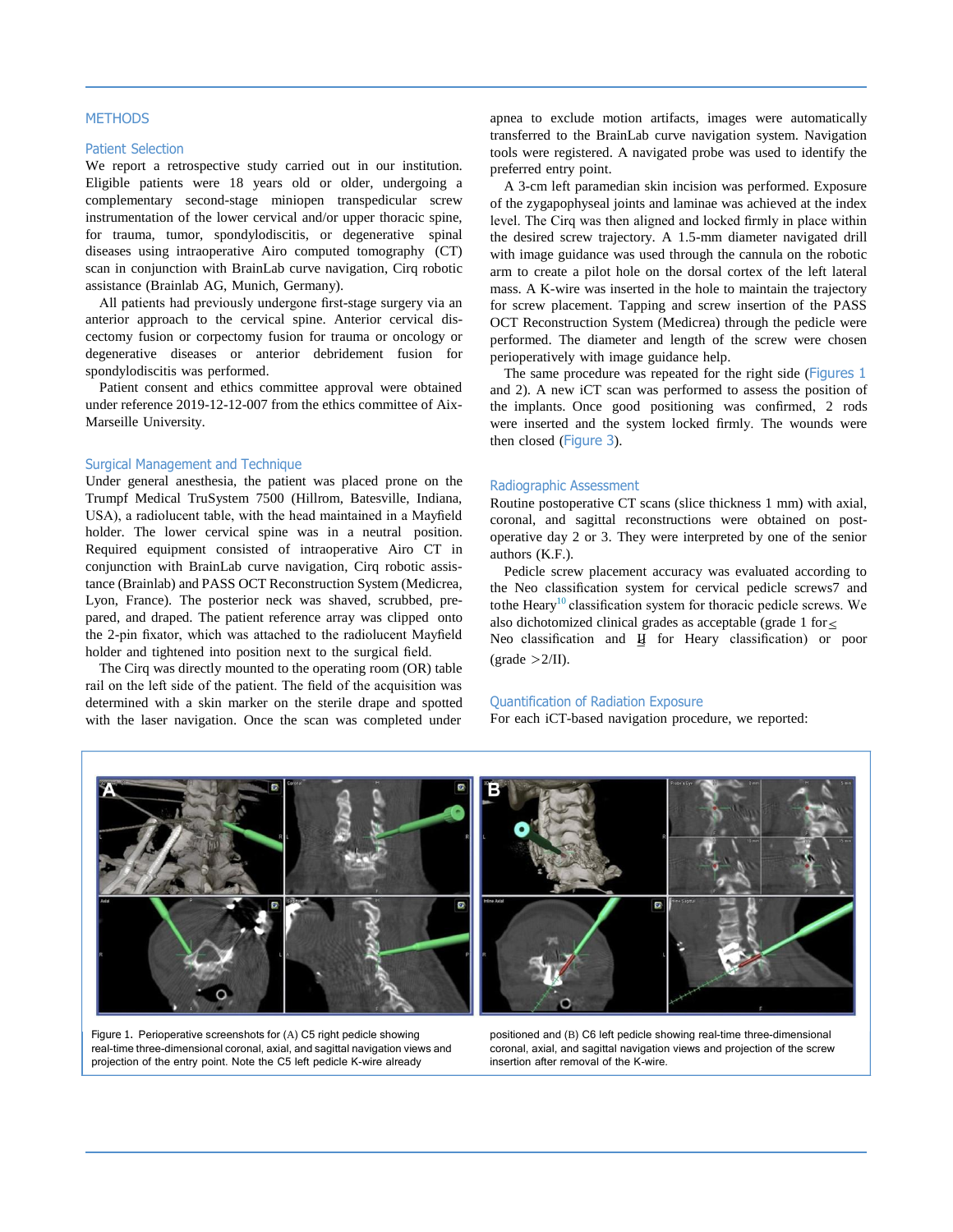## METHODS

### Patient Selection

We report a retrospective study carried out in our institution. Eligible patients were 18 years old or older, undergoing a complementary second-stage miniopen transpedicular screw instrumentation of the lower cervical and/or upper thoracic spine, for trauma, tumor, spondylodiscitis, or degenerative spinal diseases using intraoperative Airo computed tomography (CT) scan in conjunction with BrainLab curve navigation, Cirq robotic assistance (Brainlab AG, Munich, Germany).

All patients had previously undergone first-stage surgery via an anterior approach to the cervical spine. Anterior cervical discectomy fusion or corpectomy fusion for trauma or oncology or degenerative diseases or anterior debridement fusion for spondylodiscitis was performed.

Patient consent and ethics committee approval were obtained under reference 2019-12-12-007 from the ethics committee of Aix-Marseille University.

### Surgical Management and Technique

Under general anesthesia, the patient was placed prone on the Trumpf Medical TruSystem 7500 (Hillrom, Batesville, Indiana, USA), a radiolucent table, with the head maintained in a Mayfield holder. The lower cervical spine was in a neutral position. Required equipment consisted of intraoperative Airo CT in conjunction with BrainLab curve navigation, Cirq robotic assistance (Brainlab) and PASS OCT Reconstruction System (Medicrea, Lyon, France). The posterior neck was shaved, scrubbed, prepared, and draped. The patient reference array was clipped onto the 2-pin fixator, which was attached to the radiolucent Mayfield holder and tightened into position next to the surgical field.

The Cirq was directly mounted to the operating room (OR) table rail on the left side of the patient. The field of the acquisition was determined with a skin marker on the sterile drape and spotted with the laser navigation. Once the scan was completed under apnea to exclude motion artifacts, images were automatically transferred to the BrainLab curve navigation system. Navigation tools were registered. A navigated probe was used to identify the preferred entry point.

A 3-cm left paramedian skin incision was performed. Exposure of the zygapophyseal joints and laminae was achieved at the index level. The Cirq was then aligned and locked firmly in place within the desired screw trajectory. A 1.5-mm diameter navigated drill with image guidance was used through the cannula on the robotic arm to create a pilot hole on the dorsal cortex of the left lateral mass. A K-wire was inserted in the hole to maintain the trajectory for screw placement. Tapping and screw insertion of the PASS OCT Reconstruction System (Medicrea) through the pedicle were performed. The diameter and length of the screw were chosen perioperatively with image guidance help.

The same procedure was repeated for the right side (Figures 1 and 2). A new iCT scan was performed to assess the position of the implants. Once good positioning was confirmed, 2 rods were inserted and the system locked firmly. The wounds were then closed (Figure 3).

### Radiographic Assessment

Routine postoperative CT scans (slice thickness 1 mm) with axial, coronal, and sagittal reconstructions were obtained on postoperative day 2 or 3. They were interpreted by one of the senior authors (K.F.).

Pedicle screw placement accuracy was evaluated according to the Neo classification system for cervical pedicle screws7 and tothe Heary[10] classification system for thoracic pedicle screws. We also dichotomized clinical grades as acceptable (grade 1 for ≤ Neo classification and II for Heary classification) or poor (grade >2/II).

### Quantification of Radiation Exposure

For each iCT-based navigation procedure, we reported:

Figure 1. Perioperative screenshots for (A) C5 right pedicle showing real-time three-dimensional coronal, axial, and sagittal navigation views and projection of the entry point. Note the C5 left pedicle K-wire already positioned and (B) C6 left pedicle showing real-time three-dimensional coronal, axial, and sagittal navigation views and projection of the screw insertion after removal of the K-wire.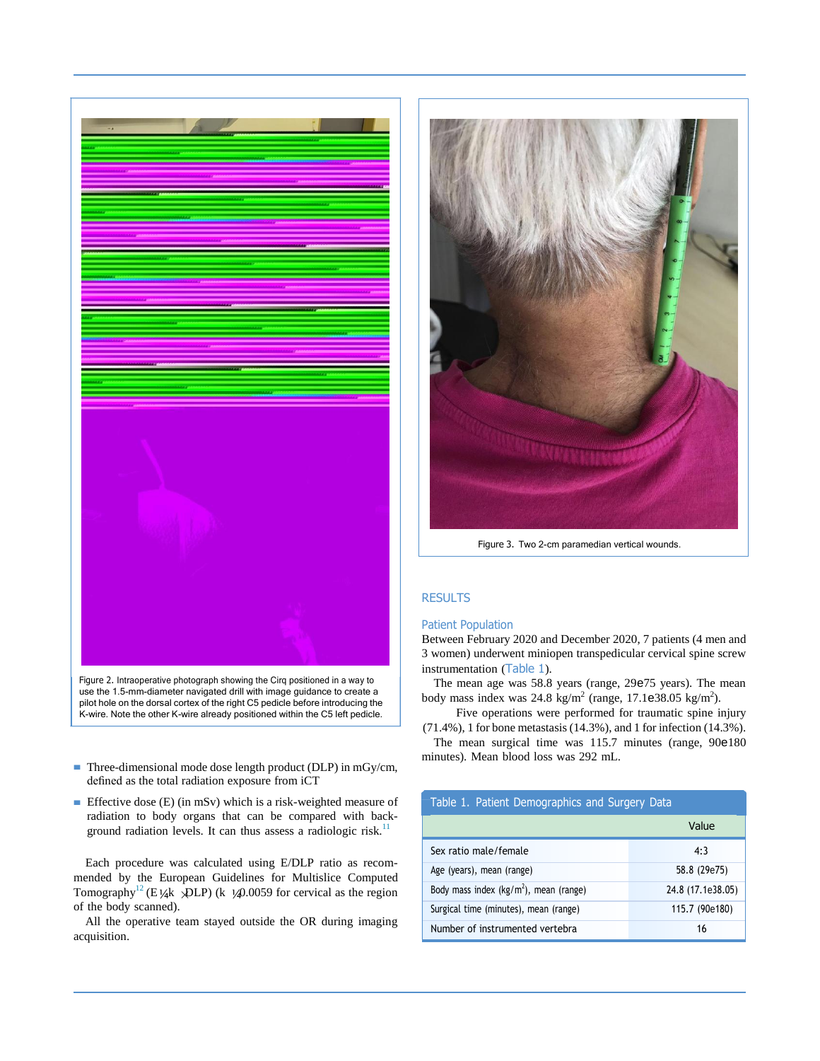Figure 2. Intraoperative photograph showing the Cirq positioned in a way to use the 1.5-mm-diameter navigated drill with image guidance to create a pilot hole on the dorsal cortex of the right C5 pedicle before introducing the K-wire. Note the other K-wire already positioned within the C5 left pedicle.

- Three-dimensional mode dose length product (DLP) in mGy/cm, defined as the total radiation exposure from iCT
- Effective dose (E) (in mSv) which is a risk-weighted measure of radiation to body organs that can be compared with background radiation levels. It can thus assess a radiologic risk.[11]

Each procedure was calculated using E/DLP ratio as recommended by the European Guidelines for Multislice Computed Tomography[12] (E ¼ k × DLP) (k ¼ 0.0059 for cervical as the region of the body scanned).

All the operative team stayed outside the OR during imaging acquisition.

Figure 3. Two 2-cm paramedian vertical wounds.

## RESULTS

### Patient Population

Between February 2020 and December 2020, 7 patients (4 men and 3 women) underwent miniopen transpedicular cervical spine screw instrumentation (Table 1).

The mean age was 58.8 years (range, 29e75 years). The mean body mass index was 24.8 kg/m$^2$ (range, 17.1e38.05 kg/m$^2$).

Five operations were performed for traumatic spine injury (71.4%), 1 for bone metastasis (14.3%), and 1 for infection (14.3%).

The mean surgical time was 115.7 minutes (range, 90e180 minutes). Mean blood loss was 292 mL.

Table 1. Patient Demographics and Surgery Data

| | Value |
|---|---|
| Sex ratio male/female | 4:3 |
| Age (years), mean (range) | 58.8 (29e75) |
| Body mass index (kg/m$^2$), mean (range) | 24.8 (17.1e38.05) |
| Surgical time (minutes), mean (range) | 115.7 (90e180) |
| Number of instrumented vertebra | 16 |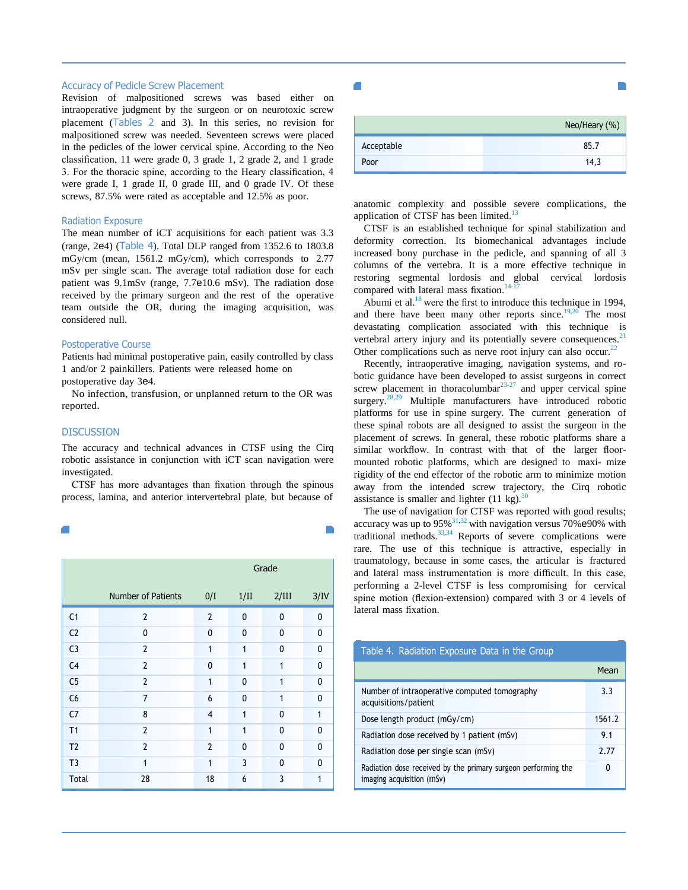### Accuracy of Pedicle Screw Placement

Revision of malpositioned screws was based either on intraoperative judgment by the surgeon or on neurotoxic screw placement (Tables 2 and 3). In this series, no revision for malpositioned screw was needed. Seventeen screws were placed in the pedicles of the lower cervical spine. According to the Neo classification, 11 were grade 0, 3 grade 1, 2 grade 2, and 1 grade 3. For the thoracic spine, according to the Heary classification, 4 were grade I, 1 grade II, 0 grade III, and 0 grade IV. Of these screws, 87.5% were rated as acceptable and 12.5% as poor.

### Radiation Exposure

The mean number of iCT acquisitions for each patient was 3.3 (range, 2e4) (Table 4). Total DLP ranged from 1352.6 to 1803.8 mGy/cm (mean, 1561.2 mGy/cm), which corresponds to 2.77 mSv per single scan. The average total radiation dose for each patient was 9.1mSv (range, 7.7e10.6 mSv). The radiation dose received by the primary surgeon and the rest of the operative team outside the OR, during the imaging acquisition, was considered null.

### Postoperative Course

Patients had minimal postoperative pain, easily controlled by class 1 and/or 2 painkillers. Patients were released home on postoperative day 3e4.

No infection, transfusion, or unplanned return to the OR was reported.

## DISCUSSION

The accuracy and technical advances in CTSF using the Cirq robotic assistance in conjunction with iCT scan navigation were investigated.

CTSF has more advantages than fixation through the spinous process, lamina, and anterior intervertebral plate, but because of anatomic complexity and possible severe complications, the application of CTSF has been limited.[13]

|  |  | Grade |  |  |  |
|---|---|---|---|---|---|
|  | Number of Patients | 0/I | 1/II | 2/III | 3/IV |
| C1 | 2 | 2 | 0 | 0 | 0 |
| C2 | 0 | 0 | 0 | 0 | 0 |
| C3 | 2 | 1 | 1 | 0 | 0 |
| C4 | 2 | 0 | 1 | 1 | 0 |
| C5 | 2 | 1 | 0 | 1 | 0 |
| C6 | 7 | 6 | 0 | 1 | 0 |
| C7 | 8 | 4 | 1 | 0 | 1 |
| T1 | 2 | 1 | 1 | 0 | 0 |
| T2 | 2 | 2 | 0 | 0 | 0 |
| T3 | 1 | 1 | 3 | 0 | 0 |
| Total | 28 | 18 | 6 | 3 | 1 |

|  | Neo/Heary (%) |
|---|---|
| Acceptable | 85.7 |
| Poor | 14,3 |

CTSF is an established technique for spinal stabilization and deformity correction. Its biomechanical advantages include increased bony purchase in the pedicle, and spanning of all 3 columns of the vertebra. It is a more effective technique in restoring segmental lordosis and global cervical lordosis compared with lateral mass fixation.[14-17]

Abumi et al.[18] were the first to introduce this technique in 1994, and there have been many other reports since.[19,20] The most devastating complication associated with this technique is vertebral artery injury and its potentially severe consequences.[21] Other complications such as nerve root injury can also occur.[22]

Recently, intraoperative imaging, navigation systems, and robotic guidance have been developed to assist surgeons in correct screw placement in thoracolumbar[23-27] and upper cervical spine surgery.[28,29] Multiple manufacturers have introduced robotic platforms for use in spine surgery. The current generation of these spinal robots are all designed to assist the surgeon in the placement of screws. In general, these robotic platforms share a similar workflow. In contrast with that of the larger floor-mounted robotic platforms, which are designed to maxi- mize rigidity of the end effector of the robotic arm to minimize motion away from the intended screw trajectory, the Cirq robotic assistance is smaller and lighter (11 kg).[30]

The use of navigation for CTSF was reported with good results; accuracy was up to 95%[31,32] with navigation versus 70%e90% with traditional methods.[33,34] Reports of severe complications were rare. The use of this technique is attractive, especially in traumatology, because in some cases, the articular is fractured and lateral mass instrumentation is more difficult. In this case, performing a 2-level CTSF is less compromising for cervical spine motion (flexion-extension) compared with 3 or 4 levels of lateral mass fixation.

Table 4. Radiation Exposure Data in the Group

|  | Mean |
|---|---|
| Number of intraoperative computed tomography acquisitions/patient | 3.3 |
| Dose length product (mGy/cm) | 1561.2 |
| Radiation dose received by 1 patient (mSv) | 9.1 |
| Radiation dose per single scan (mSv) | 2.77 |
| Radiation dose received by the primary surgeon performing the imaging acquisition (mSv) | 0 |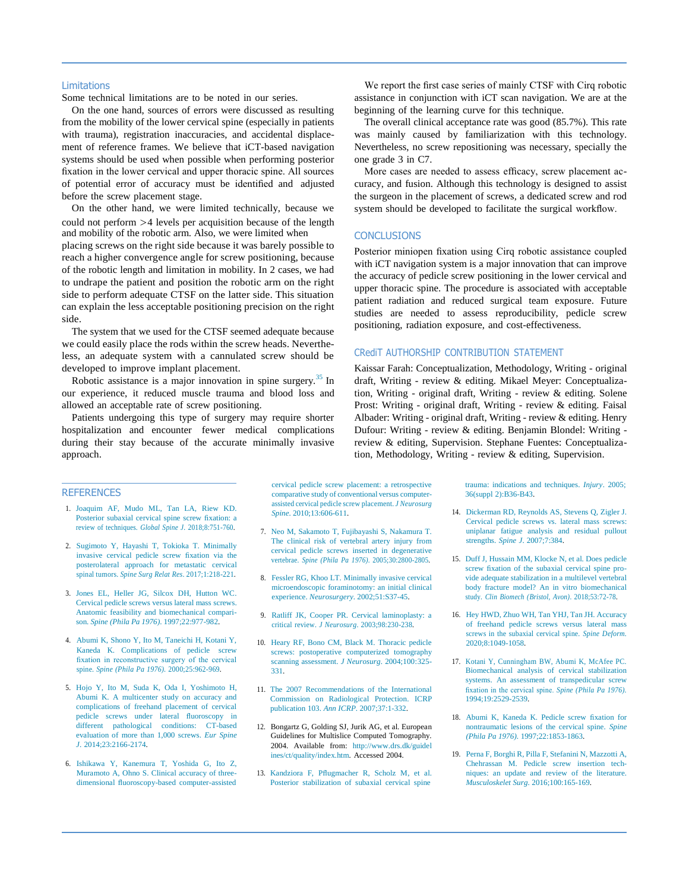## Limitations

Some technical limitations are to be noted in our series.

On the one hand, sources of errors were discussed as resulting from the mobility of the lower cervical spine (especially in patients with trauma), registration inaccuracies, and accidental displacement of reference frames. We believe that iCT-based navigation systems should be used when possible when performing posterior fixation in the lower cervical and upper thoracic spine. All sources of potential error of accuracy must be identified and adjusted before the screw placement stage.

On the other hand, we were limited technically, because we could not perform >4 levels per acquisition because of the length and mobility of the robotic arm. Also, we were limited when placing screws on the right side because it was barely possible to reach a higher convergence angle for screw positioning, because of the robotic length and limitation in mobility. In 2 cases, we had to undrape the patient and position the robotic arm on the right side to perform adequate CTSF on the latter side. This situation can explain the less acceptable positioning precision on the right side.

The system that we used for the CTSF seemed adequate because we could easily place the rods within the screw heads. Nevertheless, an adequate system with a cannulated screw should be developed to improve implant placement.

Robotic assistance is a major innovation in spine surgery.[35] In our experience, it reduced muscle trauma and blood loss and allowed an acceptable rate of screw positioning.

Patients undergoing this type of surgery may require shorter hospitalization and encounter fewer medical complications during their stay because of the accurate minimally invasive approach.

We report the first case series of mainly CTSF with Cirq robotic assistance in conjunction with iCT scan navigation. We are at the beginning of the learning curve for this technique.

The overall clinical acceptance rate was good (85.7%). This rate was mainly caused by familiarization with this technology. Nevertheless, no screw repositioning was necessary, specially the one grade 3 in C7.

More cases are needed to assess efficacy, screw placement accuracy, and fusion. Although this technology is designed to assist the surgeon in the placement of screws, a dedicated screw and rod system should be developed to facilitate the surgical workflow.

## CONCLUSIONS

Posterior miniopen fixation using Cirq robotic assistance coupled with iCT navigation system is a major innovation that can improve the accuracy of pedicle screw positioning in the lower cervical and upper thoracic spine. The procedure is associated with acceptable patient radiation and reduced surgical team exposure. Future studies are needed to assess reproducibility, pedicle screw positioning, radiation exposure, and cost-effectiveness.

## CRediT AUTHORSHIP CONTRIBUTION STATEMENT

Kaissar Farah: Conceptualization, Methodology, Writing - original draft, Writing - review & editing. Mikael Meyer: Conceptualization, Writing - original draft, Writing - review & editing. Solene Prost: Writing - original draft, Writing - review & editing. Faisal Albader: Writing - original draft, Writing - review & editing. Henry Dufour: Writing - review & editing. Benjamin Blondel: Writing - review & editing, Supervision. Stephane Fuentes: Conceptualization, Methodology, Writing - review & editing, Supervision.

## REFERENCES

1. Joaquim AF, Mudo ML, Tan LA, Riew KD. Posterior subaxial cervical spine screw fixation: a review of techniques. *Global Spine J*. 2018;8:751-760.
2. Sugimoto Y, Hayashi T, Tokioka T. Minimally invasive cervical pedicle screw fixation via the posterolateral approach for metastatic cervical spinal tumors. *Spine Surg Relat Res*. 2017;1:218-221.
3. Jones EL, Heller JG, Silcox DH, Hutton WC. Cervical pedicle screws versus lateral mass screws. Anatomic feasibility and biomechanical comparison. *Spine (Phila Pa 1976)*. 1997;22:977-982.
4. Abumi K, Shono Y, Ito M, Taneichi H, Kotani Y, Kaneda K. Complications of pedicle screw fixation in reconstructive surgery of the cervical spine. *Spine (Phila Pa 1976)*. 2000;25:962-969.
5. Hojo Y, Ito M, Suda K, Oda I, Yoshimoto H, Abumi K. A multicenter study on accuracy and complications of freehand placement of cervical pedicle screws under lateral fluoroscopy in different pathological conditions: CT-based evaluation of more than 1,000 screws. *Eur Spine J*. 2014;23:2166-2174.
6. Ishikawa Y, Kanemura T, Yoshida G, Ito Z, Muramoto A, Ohno S. Clinical accuracy of three-dimensional fluoroscopy-based computer-assisted cervical pedicle screw placement: a retrospective comparative study of conventional versus computer-assisted cervical pedicle screw placement. *J Neurosurg Spine*. 2010;13:606-611.
7. Neo M, Sakamoto T, Fujibayashi S, Nakamura T. The clinical risk of vertebral artery injury from cervical pedicle screws inserted in degenerative vertebrae. *Spine (Phila Pa 1976)*. 2005;30:2800-2805.
8. Fessler RG, Khoo LT. Minimally invasive cervical microendoscopic foraminotomy: an initial clinical experience. *Neurosurgery*. 2002;51:S37-45.
9. Ratliff JK, Cooper PR. Cervical laminoplasty: a critical review. *J Neurosurg*. 2003;98:230-238.
10. Heary RF, Bono CM, Black M. Thoracic pedicle screws: postoperative computerized tomography scanning assessment. *J Neurosurg*. 2004;100:325-331.
11. The 2007 Recommendations of the International Commission on Radiological Protection. ICRP publication 103. *Ann ICRP*. 2007;37:1-332.
12. Bongartz G, Golding SJ, Jurik AG, et al. European Guidelines for Multislice Computed Tomography. 2004. Available from: http://www.drs.dk/guidelines/ct/quality/index.htm. Accessed 2004.
13. Kandziora F, Pflugmacher R, Scholz M, et al. Posterior stabilization of subaxial cervical spine trauma: indications and techniques. *Injury*. 2005; 36(suppl 2):B36-B43.
14. Dickerman RD, Reynolds AS, Stevens Q, Zigler J. Cervical pedicle screws vs. lateral mass screws: uniplanar fatigue analysis and residual pullout strengths. *Spine J*. 2007;7:384.
15. Duff J, Hussain MM, Klocke N, et al. Does pedicle screw fixation of the subaxial cervical spine provide adequate stabilization in a multilevel vertebral body fracture model? An in vitro biomechanical study. *Clin Biomech (Bristol, Avon)*. 2018;53:72-78.
16. Hey HWD, Zhuo WH, Tan YHJ, Tan JH. Accuracy of freehand pedicle screws versus lateral mass screws in the subaxial cervical spine. *Spine Deform*. 2020;8:1049-1058.
17. Kotani Y, Cunningham BW, Abumi K, McAfee PC. Biomechanical analysis of cervical stabilization systems. An assessment of transpedicular screw fixation in the cervical spine. *Spine (Phila Pa 1976)*. 1994;19:2529-2539.
18. Abumi K, Kaneda K. Pedicle screw fixation for nontraumatic lesions of the cervical spine. *Spine (Phila Pa 1976)*. 1997;22:1853-1863.
19. Perna F, Borghi R, Pilla F, Stefanini N, Mazzotti A, Chehrassan M. Pedicle screw insertion techniques: an update and review of the literature. *Musculoskelet Surg*. 2016;100:165-169.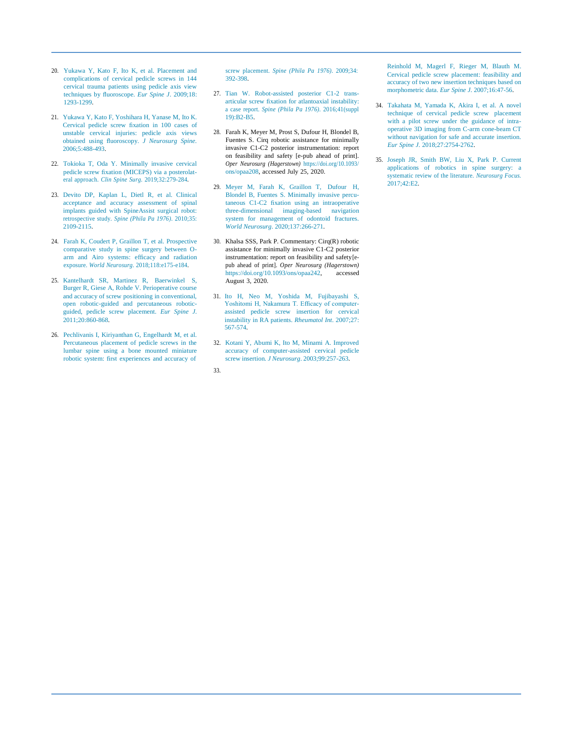20. Yukawa Y, Kato F, Ito K, et al. Placement and complications of cervical pedicle screws in 144 cervical trauma patients using pedicle axis view techniques by fluoroscope. *Eur Spine J*. 2009;18: 1293-1299.

21. Yukawa Y, Kato F, Yoshihara H, Yanase M, Ito K. Cervical pedicle screw fixation in 100 cases of unstable cervical injuries: pedicle axis views obtained using fluoroscopy. *J Neurosurg Spine*. 2006;5:488-493.

22. Tokioka T, Oda Y. Minimally invasive cervical pedicle screw fixation (MICEPS) via a posterolateral approach. *Clin Spine Surg*. 2019;32:279-284.

23. Devito DP, Kaplan L, Dietl R, et al. Clinical acceptance and accuracy assessment of spinal implants guided with SpineAssist surgical robot: retrospective study. *Spine (Phila Pa 1976)*. 2010;35: 2109-2115.

24. Farah K, Coudert P, Graillon T, et al. Prospective comparative study in spine surgery between O-arm and Airo systems: efficacy and radiation exposure. *World Neurosurg*. 2018;118:e175-e184.

25. Kantelhardt SR, Martinez R, Baerwinkel S, Burger R, Giese A, Rohde V. Perioperative course and accuracy of screw positioning in conventional, open robotic-guided and percutaneous robotic-guided, pedicle screw placement. *Eur Spine J*. 2011;20:860-868.

26. Pechlivanis I, Kiriyanthan G, Engelhardt M, et al. Percutaneous placement of pedicle screws in the lumbar spine using a bone mounted miniature robotic system: first experiences and accuracy of screw placement. *Spine (Phila Pa 1976)*. 2009;34: 392-398.

27. Tian W. Robot-assisted posterior C1-2 transarticular screw fixation for atlantoaxial instability: a case report. *Spine (Phila Pa 1976)*. 2016;41(suppl 19):B2-B5.

28. Farah K, Meyer M, Prost S, Dufour H, Blondel B, Fuentes S. Cirq robotic assistance for minimally invasive C1-C2 posterior instrumentation: report on feasibility and safety [e-pub ahead of print]. *Oper Neurosurg (Hagerstown)* https://doi.org/10.1093/ons/opaa208, accessed July 25, 2020.

29. Meyer M, Farah K, Graillon T, Dufour H, Blondel B, Fuentes S. Minimally invasive percutaneous C1-C2 fixation using an intraoperative three-dimensional imaging-based navigation system for management of odontoid fractures. *World Neurosurg*. 2020;137:266-271.

30. Khalsa SSS, Park P. Commentary: Cirq(R) robotic assistance for minimally invasive C1-C2 posterior instrumentation: report on feasibility and safety[e-pub ahead of print]. *Oper Neurosurg (Hagerstown)* https://doi.org/10.1093/ons/opaa242, accessed August 3, 2020.

31. Ito H, Neo M, Yoshida M, Fujibayashi S, Yoshitomi H, Nakamura T. Efficacy of computer-assisted pedicle screw insertion for cervical instability in RA patients. *Rheumatol Int*. 2007;27: 567-574.

32. Kotani Y, Abumi K, Ito M, Minami A. Improved accuracy of computer-assisted cervical pedicle screw insertion. *J Neurosurg*. 2003;99:257-263.

33. Reinhold M, Magerl F, Rieger M, Blauth M. Cervical pedicle screw placement: feasibility and accuracy of two new insertion techniques based on morphometric data. *Eur Spine J*. 2007;16:47-56.

34. Takahata M, Yamada K, Akira I, et al. A novel technique of cervical pedicle screw placement with a pilot screw under the guidance of intraoperative 3D imaging from C-arm cone-beam CT without navigation for safe and accurate insertion. *Eur Spine J*. 2018;27:2754-2762.

35. Joseph JR, Smith BW, Liu X, Park P. Current applications of robotics in spine surgery: a systematic review of the literature. *Neurosurg Focus*. 2017;42:E2.